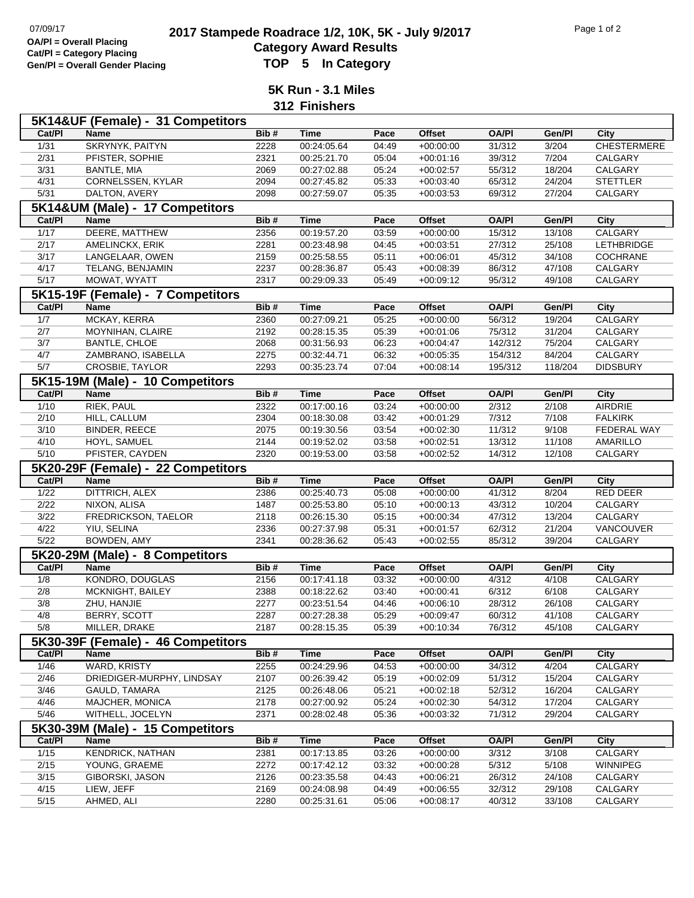07/09/17

**OA/Pl = Overall Placing**
**Cat/Pl = Category Placing**
**Gen/Pl = Overall Gender Placing**

# 2017 Stampede Roadrace 1/2, 10K, 5K - July 9/2017

## Category Award Results

## TOP 5 In Category

### 5K Run - 3.1 Miles

### 312 Finishers

**5K14&UF (Female) - 31 Competitors**

| Cat/Pl | Name | Bib # | Time | Pace | Offset | OA/Pl | Gen/Pl | City |
|---|---|---|---|---|---|---|---|---|
| 1/31 | SKRYNYK, PAITYN | 2228 | 00:24:05.64 | 04:49 | +00:00:00 | 31/312 | 3/204 | CHESTERMERE |
| 2/31 | PFISTER, SOPHIE | 2321 | 00:25:21.70 | 05:04 | +00:01:16 | 39/312 | 7/204 | CALGARY |
| 3/31 | BANTLE, MIA | 2069 | 00:27:02.88 | 05:24 | +00:02:57 | 55/312 | 18/204 | CALGARY |
| 4/31 | CORNELSSEN, KYLAR | 2094 | 00:27:45.82 | 05:33 | +00:03:40 | 65/312 | 24/204 | STETTLER |
| 5/31 | DALTON, AVERY | 2098 | 00:27:59.07 | 05:35 | +00:03:53 | 69/312 | 27/204 | CALGARY |

**5K14&UM (Male) - 17 Competitors**

| Cat/Pl | Name | Bib # | Time | Pace | Offset | OA/Pl | Gen/Pl | City |
|---|---|---|---|---|---|---|---|---|
| 1/17 | DEERE, MATTHEW | 2356 | 00:19:57.20 | 03:59 | +00:00:00 | 15/312 | 13/108 | CALGARY |
| 2/17 | AMELINCKX, ERIK | 2281 | 00:23:48.98 | 04:45 | +00:03:51 | 27/312 | 25/108 | LETHBRIDGE |
| 3/17 | LANGELAAR, OWEN | 2159 | 00:25:58.55 | 05:11 | +00:06:01 | 45/312 | 34/108 | COCHRANE |
| 4/17 | TELANG, BENJAMIN | 2237 | 00:28:36.87 | 05:43 | +00:08:39 | 86/312 | 47/108 | CALGARY |
| 5/17 | MOWAT, WYATT | 2317 | 00:29:09.33 | 05:49 | +00:09:12 | 95/312 | 49/108 | CALGARY |

**5K15-19F (Female) - 7 Competitors**

| Cat/Pl | Name | Bib # | Time | Pace | Offset | OA/Pl | Gen/Pl | City |
|---|---|---|---|---|---|---|---|---|
| 1/7 | MCKAY, KERRA | 2360 | 00:27:09.21 | 05:25 | +00:00:00 | 56/312 | 19/204 | CALGARY |
| 2/7 | MOYNIHAN, CLAIRE | 2192 | 00:28:15.35 | 05:39 | +00:01:06 | 75/312 | 31/204 | CALGARY |
| 3/7 | BANTLE, CHLOE | 2068 | 00:31:56.93 | 06:23 | +00:04:47 | 142/312 | 75/204 | CALGARY |
| 4/7 | ZAMBRANO, ISABELLA | 2275 | 00:32:44.71 | 06:32 | +00:05:35 | 154/312 | 84/204 | CALGARY |
| 5/7 | CROSBIE, TAYLOR | 2293 | 00:35:23.74 | 07:04 | +00:08:14 | 195/312 | 118/204 | DIDSBURY |

**5K15-19M (Male) - 10 Competitors**

| Cat/Pl | Name | Bib # | Time | Pace | Offset | OA/Pl | Gen/Pl | City |
|---|---|---|---|---|---|---|---|---|
| 1/10 | RIEK, PAUL | 2322 | 00:17:00.16 | 03:24 | +00:00:00 | 2/312 | 2/108 | AIRDRIE |
| 2/10 | HILL, CALLUM | 2304 | 00:18:30.08 | 03:42 | +00:01:29 | 7/312 | 7/108 | FALKIRK |
| 3/10 | BINDER, REECE | 2075 | 00:19:30.56 | 03:54 | +00:02:30 | 11/312 | 9/108 | FEDERAL WAY |
| 4/10 | HOYL, SAMUEL | 2144 | 00:19:52.02 | 03:58 | +00:02:51 | 13/312 | 11/108 | AMARILLO |
| 5/10 | PFISTER, CAYDEN | 2320 | 00:19:53.00 | 03:58 | +00:02:52 | 14/312 | 12/108 | CALGARY |

**5K20-29F (Female) - 22 Competitors**

| Cat/Pl | Name | Bib # | Time | Pace | Offset | OA/Pl | Gen/Pl | City |
|---|---|---|---|---|---|---|---|---|
| 1/22 | DITTRICH, ALEX | 2386 | 00:25:40.73 | 05:08 | +00:00:00 | 41/312 | 8/204 | RED DEER |
| 2/22 | NIXON, ALISA | 1487 | 00:25:53.80 | 05:10 | +00:00:13 | 43/312 | 10/204 | CALGARY |
| 3/22 | FREDRICKSON, TAELOR | 2118 | 00:26:15.30 | 05:15 | +00:00:34 | 47/312 | 13/204 | CALGARY |
| 4/22 | YIU, SELINA | 2336 | 00:27:37.98 | 05:31 | +00:01:57 | 62/312 | 21/204 | VANCOUVER |
| 5/22 | BOWDEN, AMY | 2341 | 00:28:36.62 | 05:43 | +00:02:55 | 85/312 | 39/204 | CALGARY |

**5K20-29M (Male) - 8 Competitors**

| Cat/Pl | Name | Bib # | Time | Pace | Offset | OA/Pl | Gen/Pl | City |
|---|---|---|---|---|---|---|---|---|
| 1/8 | KONDRO, DOUGLAS | 2156 | 00:17:41.18 | 03:32 | +00:00:00 | 4/312 | 4/108 | CALGARY |
| 2/8 | MCKNIGHT, BAILEY | 2388 | 00:18:22.62 | 03:40 | +00:00:41 | 6/312 | 6/108 | CALGARY |
| 3/8 | ZHU, HANJIE | 2277 | 00:23:51.54 | 04:46 | +00:06:10 | 28/312 | 26/108 | CALGARY |
| 4/8 | BERRY, SCOTT | 2287 | 00:27:28.38 | 05:29 | +00:09:47 | 60/312 | 41/108 | CALGARY |
| 5/8 | MILLER, DRAKE | 2187 | 00:28:15.35 | 05:39 | +00:10:34 | 76/312 | 45/108 | CALGARY |

**5K30-39F (Female) - 46 Competitors**

| Cat/Pl | Name | Bib # | Time | Pace | Offset | OA/Pl | Gen/Pl | City |
|---|---|---|---|---|---|---|---|---|
| 1/46 | WARD, KRISTY | 2255 | 00:24:29.96 | 04:53 | +00:00:00 | 34/312 | 4/204 | CALGARY |
| 2/46 | DRIEDIGER-MURPHY, LINDSAY | 2107 | 00:26:39.42 | 05:19 | +00:02:09 | 51/312 | 15/204 | CALGARY |
| 3/46 | GAULD, TAMARA | 2125 | 00:26:48.06 | 05:21 | +00:02:18 | 52/312 | 16/204 | CALGARY |
| 4/46 | MAJCHER, MONICA | 2178 | 00:27:00.92 | 05:24 | +00:02:30 | 54/312 | 17/204 | CALGARY |
| 5/46 | WITHELL, JOCELYN | 2371 | 00:28:02.48 | 05:36 | +00:03:32 | 71/312 | 29/204 | CALGARY |

**5K30-39M (Male) - 15 Competitors**

| Cat/Pl | Name | Bib # | Time | Pace | Offset | OA/Pl | Gen/Pl | City |
|---|---|---|---|---|---|---|---|---|
| 1/15 | KENDRICK, NATHAN | 2381 | 00:17:13.85 | 03:26 | +00:00:00 | 3/312 | 3/108 | CALGARY |
| 2/15 | YOUNG, GRAEME | 2272 | 00:17:42.12 | 03:32 | +00:00:28 | 5/312 | 5/108 | WINNIPEG |
| 3/15 | GIBORSKI, JASON | 2126 | 00:23:35.58 | 04:43 | +00:06:21 | 26/312 | 24/108 | CALGARY |
| 4/15 | LIEW, JEFF | 2169 | 00:24:08.98 | 04:49 | +00:06:55 | 32/312 | 29/108 | CALGARY |
| 5/15 | AHMED, ALI | 2280 | 00:25:31.61 | 05:06 | +00:08:17 | 40/312 | 33/108 | CALGARY |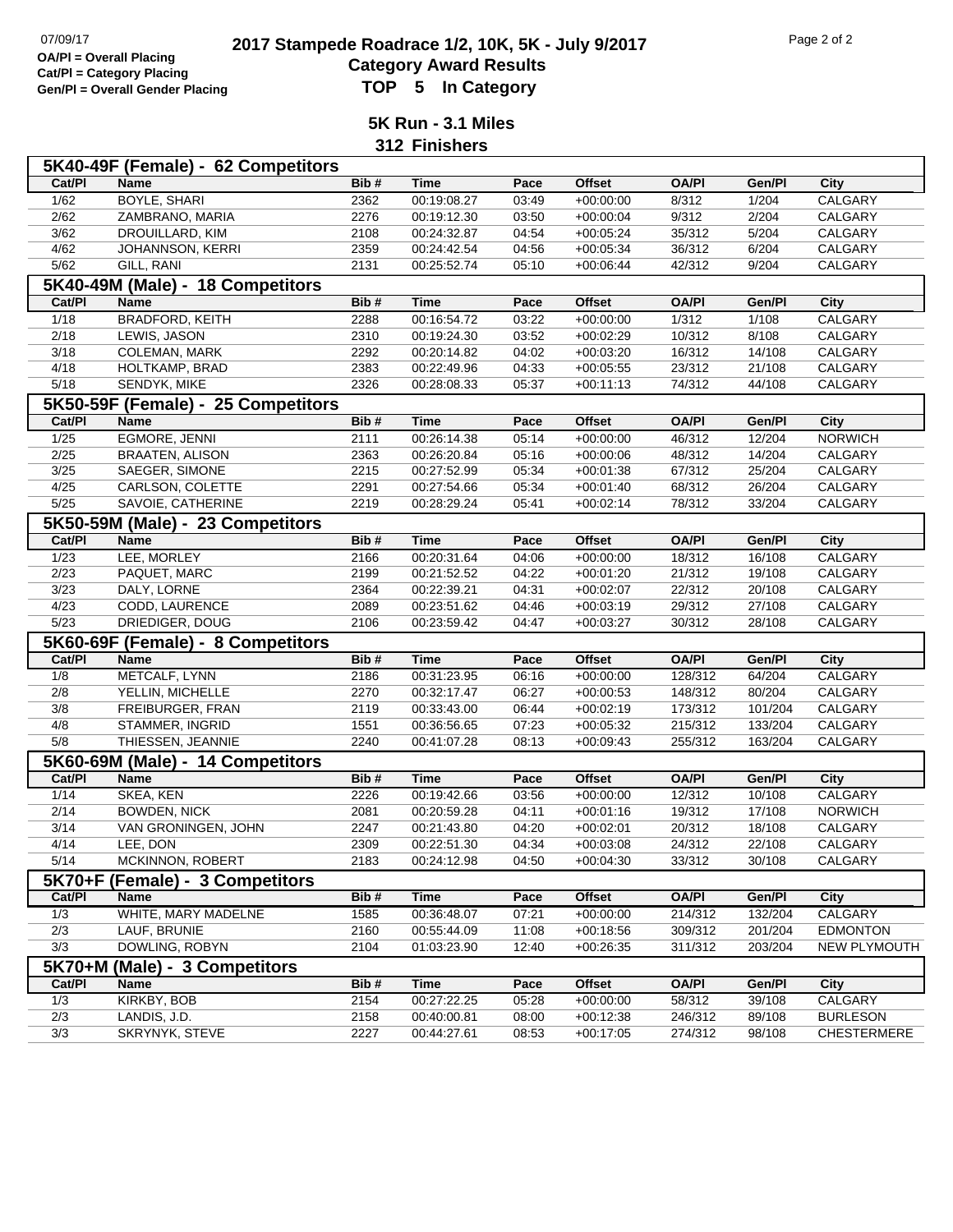07/09/17

OA/Pl = Overall Placing
Cat/Pl = Category Placing
Gen/Pl = Overall Gender Placing

# 2017 Stampede Roadrace 1/2, 10K, 5K - July 9/2017
## Category Award Results
## TOP 5 In Category

### 5K Run - 3.1 Miles
### 312 Finishers

**5K40-49F (Female) - 62 Competitors**

| Cat/Pl | Name | Bib # | Time | Pace | Offset | OA/Pl | Gen/Pl | City |
|---|---|---|---|---|---|---|---|---|
| 1/62 | BOYLE, SHARI | 2362 | 00:19:08.27 | 03:49 | +00:00:00 | 8/312 | 1/204 | CALGARY |
| 2/62 | ZAMBRANO, MARIA | 2276 | 00:19:12.30 | 03:50 | +00:00:04 | 9/312 | 2/204 | CALGARY |
| 3/62 | DROUILLARD, KIM | 2108 | 00:24:32.87 | 04:54 | +00:05:24 | 35/312 | 5/204 | CALGARY |
| 4/62 | JOHANNSON, KERRI | 2359 | 00:24:42.54 | 04:56 | +00:05:34 | 36/312 | 6/204 | CALGARY |
| 5/62 | GILL, RANI | 2131 | 00:25:52.74 | 05:10 | +00:06:44 | 42/312 | 9/204 | CALGARY |

**5K40-49M (Male) - 18 Competitors**

| Cat/Pl | Name | Bib # | Time | Pace | Offset | OA/Pl | Gen/Pl | City |
|---|---|---|---|---|---|---|---|---|
| 1/18 | BRADFORD, KEITH | 2288 | 00:16:54.72 | 03:22 | +00:00:00 | 1/312 | 1/108 | CALGARY |
| 2/18 | LEWIS, JASON | 2310 | 00:19:24.30 | 03:52 | +00:02:29 | 10/312 | 8/108 | CALGARY |
| 3/18 | COLEMAN, MARK | 2292 | 00:20:14.82 | 04:02 | +00:03:20 | 16/312 | 14/108 | CALGARY |
| 4/18 | HOLTKAMP, BRAD | 2383 | 00:22:49.96 | 04:33 | +00:05:55 | 23/312 | 21/108 | CALGARY |
| 5/18 | SENDYK, MIKE | 2326 | 00:28:08.33 | 05:37 | +00:11:13 | 74/312 | 44/108 | CALGARY |

**5K50-59F (Female) - 25 Competitors**

| Cat/Pl | Name | Bib # | Time | Pace | Offset | OA/Pl | Gen/Pl | City |
|---|---|---|---|---|---|---|---|---|
| 1/25 | EGMORE, JENNI | 2111 | 00:26:14.38 | 05:14 | +00:00:00 | 46/312 | 12/204 | NORWICH |
| 2/25 | BRAATEN, ALISON | 2363 | 00:26:20.84 | 05:16 | +00:00:06 | 48/312 | 14/204 | CALGARY |
| 3/25 | SAEGER, SIMONE | 2215 | 00:27:52.99 | 05:34 | +00:01:38 | 67/312 | 25/204 | CALGARY |
| 4/25 | CARLSON, COLETTE | 2291 | 00:27:54.66 | 05:34 | +00:01:40 | 68/312 | 26/204 | CALGARY |
| 5/25 | SAVOIE, CATHERINE | 2219 | 00:28:29.24 | 05:41 | +00:02:14 | 78/312 | 33/204 | CALGARY |

**5K50-59M (Male) - 23 Competitors**

| Cat/Pl | Name | Bib # | Time | Pace | Offset | OA/Pl | Gen/Pl | City |
|---|---|---|---|---|---|---|---|---|
| 1/23 | LEE, MORLEY | 2166 | 00:20:31.64 | 04:06 | +00:00:00 | 18/312 | 16/108 | CALGARY |
| 2/23 | PAQUET, MARC | 2199 | 00:21:52.52 | 04:22 | +00:01:20 | 21/312 | 19/108 | CALGARY |
| 3/23 | DALY, LORNE | 2364 | 00:22:39.21 | 04:31 | +00:02:07 | 22/312 | 20/108 | CALGARY |
| 4/23 | CODD, LAURENCE | 2089 | 00:23:51.62 | 04:46 | +00:03:19 | 29/312 | 27/108 | CALGARY |
| 5/23 | DRIEDIGER, DOUG | 2106 | 00:23:59.42 | 04:47 | +00:03:27 | 30/312 | 28/108 | CALGARY |

**5K60-69F (Female) - 8 Competitors**

| Cat/Pl | Name | Bib # | Time | Pace | Offset | OA/Pl | Gen/Pl | City |
|---|---|---|---|---|---|---|---|---|
| 1/8 | METCALF, LYNN | 2186 | 00:31:23.95 | 06:16 | +00:00:00 | 128/312 | 64/204 | CALGARY |
| 2/8 | YELLIN, MICHELLE | 2270 | 00:32:17.47 | 06:27 | +00:00:53 | 148/312 | 80/204 | CALGARY |
| 3/8 | FREIBURGER, FRAN | 2119 | 00:33:43.00 | 06:44 | +00:02:19 | 173/312 | 101/204 | CALGARY |
| 4/8 | STAMMER, INGRID | 1551 | 00:36:56.65 | 07:23 | +00:05:32 | 215/312 | 133/204 | CALGARY |
| 5/8 | THIESSEN, JEANNIE | 2240 | 00:41:07.28 | 08:13 | +00:09:43 | 255/312 | 163/204 | CALGARY |

**5K60-69M (Male) - 14 Competitors**

| Cat/Pl | Name | Bib # | Time | Pace | Offset | OA/Pl | Gen/Pl | City |
|---|---|---|---|---|---|---|---|---|
| 1/14 | SKEA, KEN | 2226 | 00:19:42.66 | 03:56 | +00:00:00 | 12/312 | 10/108 | CALGARY |
| 2/14 | BOWDEN, NICK | 2081 | 00:20:59.28 | 04:11 | +00:01:16 | 19/312 | 17/108 | NORWICH |
| 3/14 | VAN GRONINGEN, JOHN | 2247 | 00:21:43.80 | 04:20 | +00:02:01 | 20/312 | 18/108 | CALGARY |
| 4/14 | LEE, DON | 2309 | 00:22:51.30 | 04:34 | +00:03:08 | 24/312 | 22/108 | CALGARY |
| 5/14 | MCKINNON, ROBERT | 2183 | 00:24:12.98 | 04:50 | +00:04:30 | 33/312 | 30/108 | CALGARY |

**5K70+F (Female) - 3 Competitors**

| Cat/Pl | Name | Bib # | Time | Pace | Offset | OA/Pl | Gen/Pl | City |
|---|---|---|---|---|---|---|---|---|
| 1/3 | WHITE, MARY MADELNE | 1585 | 00:36:48.07 | 07:21 | +00:00:00 | 214/312 | 132/204 | CALGARY |
| 2/3 | LAUF, BRUNIE | 2160 | 00:55:44.09 | 11:08 | +00:18:56 | 309/312 | 201/204 | EDMONTON |
| 3/3 | DOWLING, ROBYN | 2104 | 01:03:23.90 | 12:40 | +00:26:35 | 311/312 | 203/204 | NEW PLYMOUTH |

**5K70+M (Male) - 3 Competitors**

| Cat/Pl | Name | Bib # | Time | Pace | Offset | OA/Pl | Gen/Pl | City |
|---|---|---|---|---|---|---|---|---|
| 1/3 | KIRKBY, BOB | 2154 | 00:27:22.25 | 05:28 | +00:00:00 | 58/312 | 39/108 | CALGARY |
| 2/3 | LANDIS, J.D. | 2158 | 00:40:00.81 | 08:00 | +00:12:38 | 246/312 | 89/108 | BURLESON |
| 3/3 | SKRYNYK, STEVE | 2227 | 00:44:27.61 | 08:53 | +00:17:05 | 274/312 | 98/108 | CHESTERMERE |